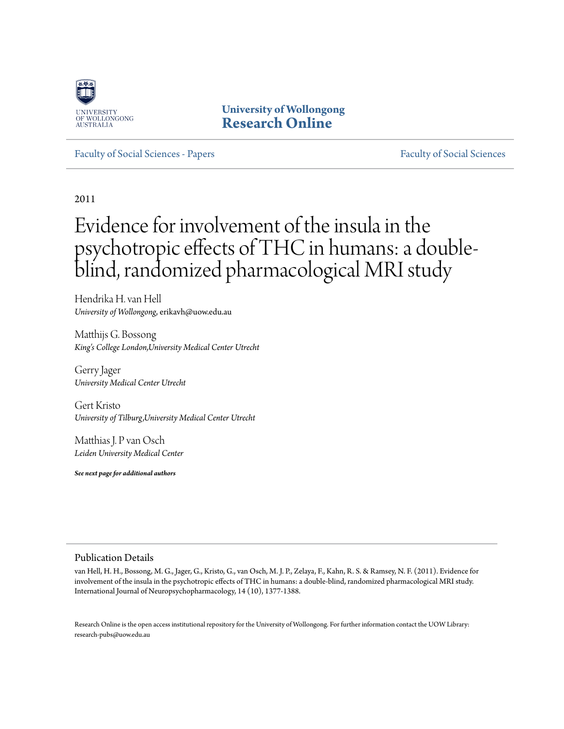University of Wollongong
Research Online

Faculty of Social Sciences - Papers | Faculty of Social Sciences

2011

# Evidence for involvement of the insula in the psychotropic effects of THC in humans: a double-blind, randomized pharmacological MRI study

Hendrika H. van Hell
*University of Wollongong*, erikavh@uow.edu.au

Matthijs G. Bossong
*King's College London,University Medical Center Utrecht*

Gerry Jager
*University Medical Center Utrecht*

Gert Kristo
*University of Tilburg,University Medical Center Utrecht*

Matthias J. P van Osch
*Leiden University Medical Center*

***See next page for additional authors***

## Publication Details

van Hell, H. H., Bossong, M. G., Jager, G., Kristo, G., van Osch, M. J. P., Zelaya, F., Kahn, R. S. & Ramsey, N. F. (2011). Evidence for involvement of the insula in the psychotropic effects of THC in humans: a double-blind, randomized pharmacological MRI study. International Journal of Neuropsychopharmacology, 14 (10), 1377-1388.

Research Online is the open access institutional repository for the University of Wollongong. For further information contact the UOW Library: research-pubs@uow.edu.au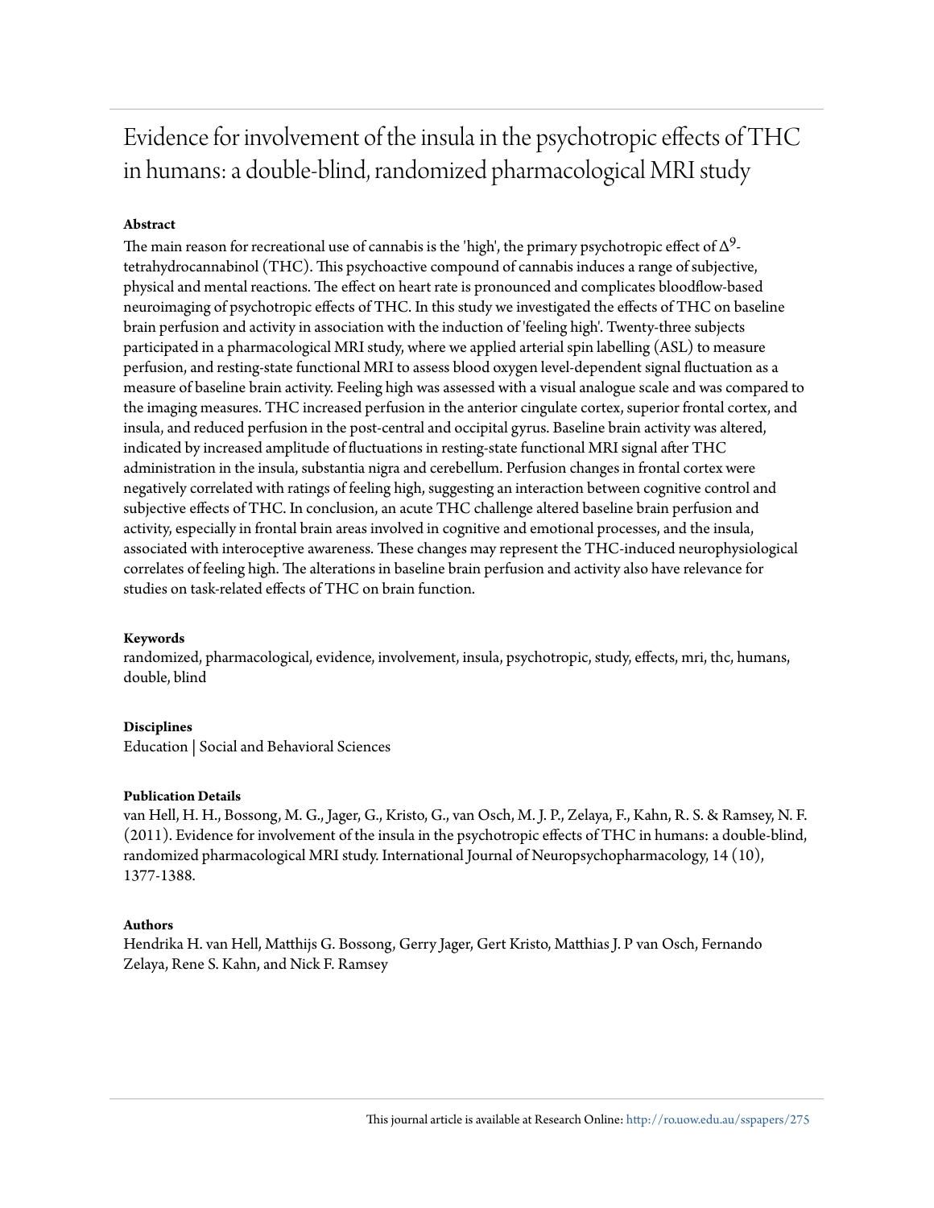# Evidence for involvement of the insula in the psychotropic effects of THC in humans: a double-blind, randomized pharmacological MRI study

## Abstract

The main reason for recreational use of cannabis is the 'high', the primary psychotropic effect of $\Delta^9$-tetrahydrocannabinol (THC). This psychoactive compound of cannabis induces a range of subjective, physical and mental reactions. The effect on heart rate is pronounced and complicates bloodflow-based neuroimaging of psychotropic effects of THC. In this study we investigated the effects of THC on baseline brain perfusion and activity in association with the induction of 'feeling high'. Twenty-three subjects participated in a pharmacological MRI study, where we applied arterial spin labelling (ASL) to measure perfusion, and resting-state functional MRI to assess blood oxygen level-dependent signal fluctuation as a measure of baseline brain activity. Feeling high was assessed with a visual analogue scale and was compared to the imaging measures. THC increased perfusion in the anterior cingulate cortex, superior frontal cortex, and insula, and reduced perfusion in the post-central and occipital gyrus. Baseline brain activity was altered, indicated by increased amplitude of fluctuations in resting-state functional MRI signal after THC administration in the insula, substantia nigra and cerebellum. Perfusion changes in frontal cortex were negatively correlated with ratings of feeling high, suggesting an interaction between cognitive control and subjective effects of THC. In conclusion, an acute THC challenge altered baseline brain perfusion and activity, especially in frontal brain areas involved in cognitive and emotional processes, and the insula, associated with interoceptive awareness. These changes may represent the THC-induced neurophysiological correlates of feeling high. The alterations in baseline brain perfusion and activity also have relevance for studies on task-related effects of THC on brain function.

## Keywords

randomized, pharmacological, evidence, involvement, insula, psychotropic, study, effects, mri, thc, humans, double, blind

## Disciplines

Education | Social and Behavioral Sciences

## Publication Details

van Hell, H. H., Bossong, M. G., Jager, G., Kristo, G., van Osch, M. J. P., Zelaya, F., Kahn, R. S. & Ramsey, N. F. (2011). Evidence for involvement of the insula in the psychotropic effects of THC in humans: a double-blind, randomized pharmacological MRI study. International Journal of Neuropsychopharmacology, 14 (10), 1377-1388.

## Authors

Hendrika H. van Hell, Matthijs G. Bossong, Gerry Jager, Gert Kristo, Matthias J. P van Osch, Fernando Zelaya, Rene S. Kahn, and Nick F. Ramsey

This journal article is available at Research Online: http://ro.uow.edu.au/sspapers/275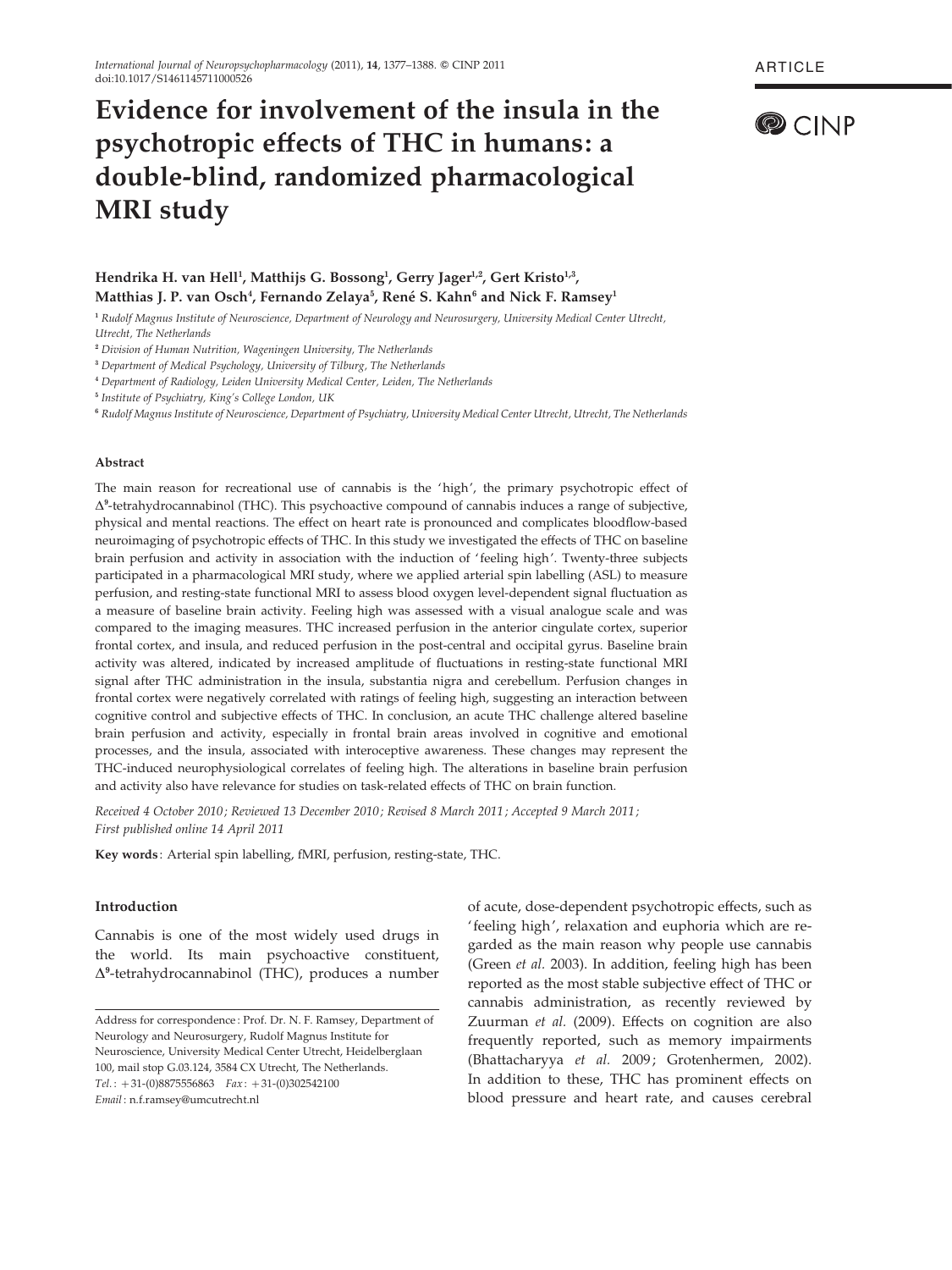# Evidence for involvement of the insula in the psychotropic effects of THC in humans: a double-blind, randomized pharmacological MRI study

ARTICLE

CINP

Hendrika H. van Hell[1], Matthijs G. Bossong[1], Gerry Jager[1,2], Gert Kristo[1,3], Matthias J. P. van Osch[4], Fernando Zelaya[5], René S. Kahn[6] and Nick F. Ramsey[1]

[1] *Rudolf Magnus Institute of Neuroscience, Department of Neurology and Neurosurgery, University Medical Center Utrecht, Utrecht, The Netherlands*

[2] *Division of Human Nutrition, Wageningen University, The Netherlands*

[3] *Department of Medical Psychology, University of Tilburg, The Netherlands*

[4] *Department of Radiology, Leiden University Medical Center, Leiden, The Netherlands*

[5] *Institute of Psychiatry, King's College London, UK*

[6] *Rudolf Magnus Institute of Neuroscience, Department of Psychiatry, University Medical Center Utrecht, Utrecht, The Netherlands*

### Abstract

The main reason for recreational use of cannabis is the 'high', the primary psychotropic effect of $\Delta^9$-tetrahydrocannabinol (THC). This psychoactive compound of cannabis induces a range of subjective, physical and mental reactions. The effect on heart rate is pronounced and complicates bloodflow-based neuroimaging of psychotropic effects of THC. In this study we investigated the effects of THC on baseline brain perfusion and activity in association with the induction of 'feeling high'. Twenty-three subjects participated in a pharmacological MRI study, where we applied arterial spin labelling (ASL) to measure perfusion, and resting-state functional MRI to assess blood oxygen level-dependent signal fluctuation as a measure of baseline brain activity. Feeling high was assessed with a visual analogue scale and was compared to the imaging measures. THC increased perfusion in the anterior cingulate cortex, superior frontal cortex, and insula, and reduced perfusion in the post-central and occipital gyrus. Baseline brain activity was altered, indicated by increased amplitude of fluctuations in resting-state functional MRI signal after THC administration in the insula, substantia nigra and cerebellum. Perfusion changes in frontal cortex were negatively correlated with ratings of feeling high, suggesting an interaction between cognitive control and subjective effects of THC. In conclusion, an acute THC challenge altered baseline brain perfusion and activity, especially in frontal brain areas involved in cognitive and emotional processes, and the insula, associated with interoceptive awareness. These changes may represent the THC-induced neurophysiological correlates of feeling high. The alterations in baseline brain perfusion and activity also have relevance for studies on task-related effects of THC on brain function.

*Received 4 October 2010; Reviewed 13 December 2010; Revised 8 March 2011; Accepted 9 March 2011; First published online 14 April 2011*

**Key words**: Arterial spin labelling, fMRI, perfusion, resting-state, THC.

### Introduction

Cannabis is one of the most widely used drugs in the world. Its main psychoactive constituent, $\Delta^9$-tetrahydrocannabinol (THC), produces a number of acute, dose-dependent psychotropic effects, such as 'feeling high', relaxation and euphoria which are regarded as the main reason why people use cannabis (Green *et al.* 2003). In addition, feeling high has been reported as the most stable subjective effect of THC or cannabis administration, as recently reviewed by Zuurman *et al.* (2009). Effects on cognition are also frequently reported, such as memory impairments (Bhattacharyya *et al.* 2009; Grotenhermen, 2002). In addition to these, THC has prominent effects on blood pressure and heart rate, and causes cerebral

Address for correspondence: Prof. Dr. N. F. Ramsey, Department of Neurology and Neurosurgery, Rudolf Magnus Institute for Neuroscience, University Medical Center Utrecht, Heidelberglaan 100, mail stop G.03.124, 3584 CX Utrecht, The Netherlands.
*Tel.*: +31-(0)8875556863 *Fax*: +31-(0)302542100
*Email*: n.f.ramsey@umcutrecht.nl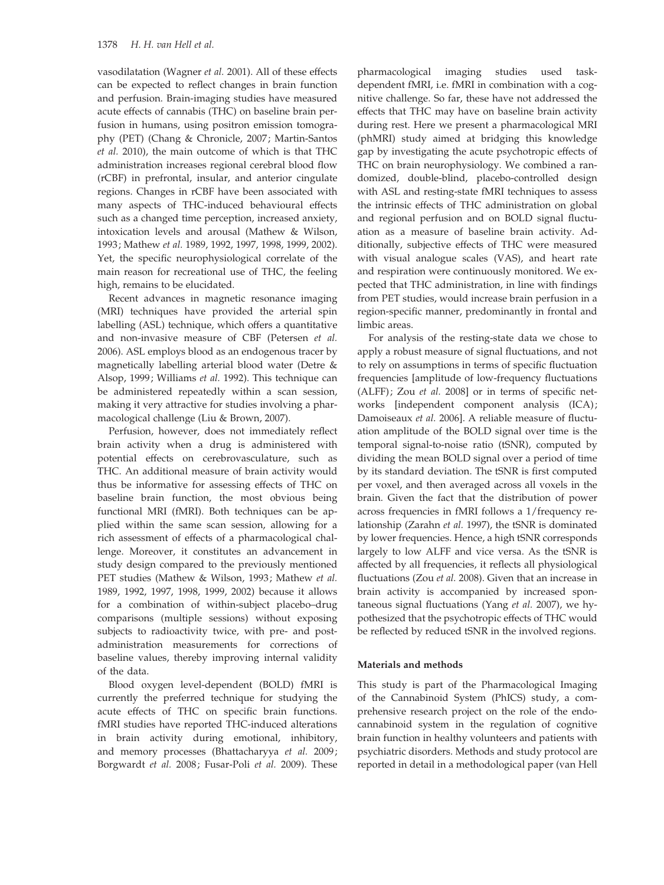vasodilatation (Wagner *et al.* 2001). All of these effects can be expected to reflect changes in brain function and perfusion. Brain-imaging studies have measured acute effects of cannabis (THC) on baseline brain perfusion in humans, using positron emission tomography (PET) (Chang & Chronicle, 2007; Martin-Santos *et al.* 2010), the main outcome of which is that THC administration increases regional cerebral blood flow (rCBF) in prefrontal, insular, and anterior cingulate regions. Changes in rCBF have been associated with many aspects of THC-induced behavioural effects such as a changed time perception, increased anxiety, intoxication levels and arousal (Mathew & Wilson, 1993; Mathew *et al.* 1989, 1992, 1997, 1998, 1999, 2002). Yet, the specific neurophysiological correlate of the main reason for recreational use of THC, the feeling high, remains to be elucidated.

Recent advances in magnetic resonance imaging (MRI) techniques have provided the arterial spin labelling (ASL) technique, which offers a quantitative and non-invasive measure of CBF (Petersen *et al.* 2006). ASL employs blood as an endogenous tracer by magnetically labelling arterial blood water (Detre & Alsop, 1999; Williams *et al.* 1992). This technique can be administered repeatedly within a scan session, making it very attractive for studies involving a pharmacological challenge (Liu & Brown, 2007).

Perfusion, however, does not immediately reflect brain activity when a drug is administered with potential effects on cerebrovasculature, such as THC. An additional measure of brain activity would thus be informative for assessing effects of THC on baseline brain function, the most obvious being functional MRI (fMRI). Both techniques can be applied within the same scan session, allowing for a rich assessment of effects of a pharmacological challenge. Moreover, it constitutes an advancement in study design compared to the previously mentioned PET studies (Mathew & Wilson, 1993; Mathew *et al.* 1989, 1992, 1997, 1998, 1999, 2002) because it allows for a combination of within-subject placebo–drug comparisons (multiple sessions) without exposing subjects to radioactivity twice, with pre- and post-administration measurements for corrections of baseline values, thereby improving internal validity of the data.

Blood oxygen level-dependent (BOLD) fMRI is currently the preferred technique for studying the acute effects of THC on specific brain functions. fMRI studies have reported THC-induced alterations in brain activity during emotional, inhibitory, and memory processes (Bhattacharyya *et al.* 2009; Borgwardt *et al.* 2008; Fusar-Poli *et al.* 2009). These pharmacological imaging studies used task-dependent fMRI, i.e. fMRI in combination with a cognitive challenge. So far, these have not addressed the effects that THC may have on baseline brain activity during rest. Here we present a pharmacological MRI (phMRI) study aimed at bridging this knowledge gap by investigating the acute psychotropic effects of THC on brain neurophysiology. We combined a randomized, double-blind, placebo-controlled design with ASL and resting-state fMRI techniques to assess the intrinsic effects of THC administration on global and regional perfusion and on BOLD signal fluctuation as a measure of baseline brain activity. Additionally, subjective effects of THC were measured with visual analogue scales (VAS), and heart rate and respiration were continuously monitored. We expected that THC administration, in line with findings from PET studies, would increase brain perfusion in a region-specific manner, predominantly in frontal and limbic areas.

For analysis of the resting-state data we chose to apply a robust measure of signal fluctuations, and not to rely on assumptions in terms of specific fluctuation frequencies [amplitude of low-frequency fluctuations (ALFF); Zou *et al.* 2008] or in terms of specific networks [independent component analysis (ICA); Damoiseaux *et al.* 2006]. A reliable measure of fluctuation amplitude of the BOLD signal over time is the temporal signal-to-noise ratio (tSNR), computed by dividing the mean BOLD signal over a period of time by its standard deviation. The tSNR is first computed per voxel, and then averaged across all voxels in the brain. Given the fact that the distribution of power across frequencies in fMRI follows a 1/frequency relationship (Zarahn *et al.* 1997), the tSNR is dominated by lower frequencies. Hence, a high tSNR corresponds largely to low ALFF and vice versa. As the tSNR is affected by all frequencies, it reflects all physiological fluctuations (Zou *et al.* 2008). Given that an increase in brain activity is accompanied by increased spontaneous signal fluctuations (Yang *et al.* 2007), we hypothesized that the psychotropic effects of THC would be reflected by reduced tSNR in the involved regions.

## Materials and methods

This study is part of the Pharmacological Imaging of the Cannabinoid System (PhICS) study, a comprehensive research project on the role of the endocannabinoid system in the regulation of cognitive brain function in healthy volunteers and patients with psychiatric disorders. Methods and study protocol are reported in detail in a methodological paper (van Hell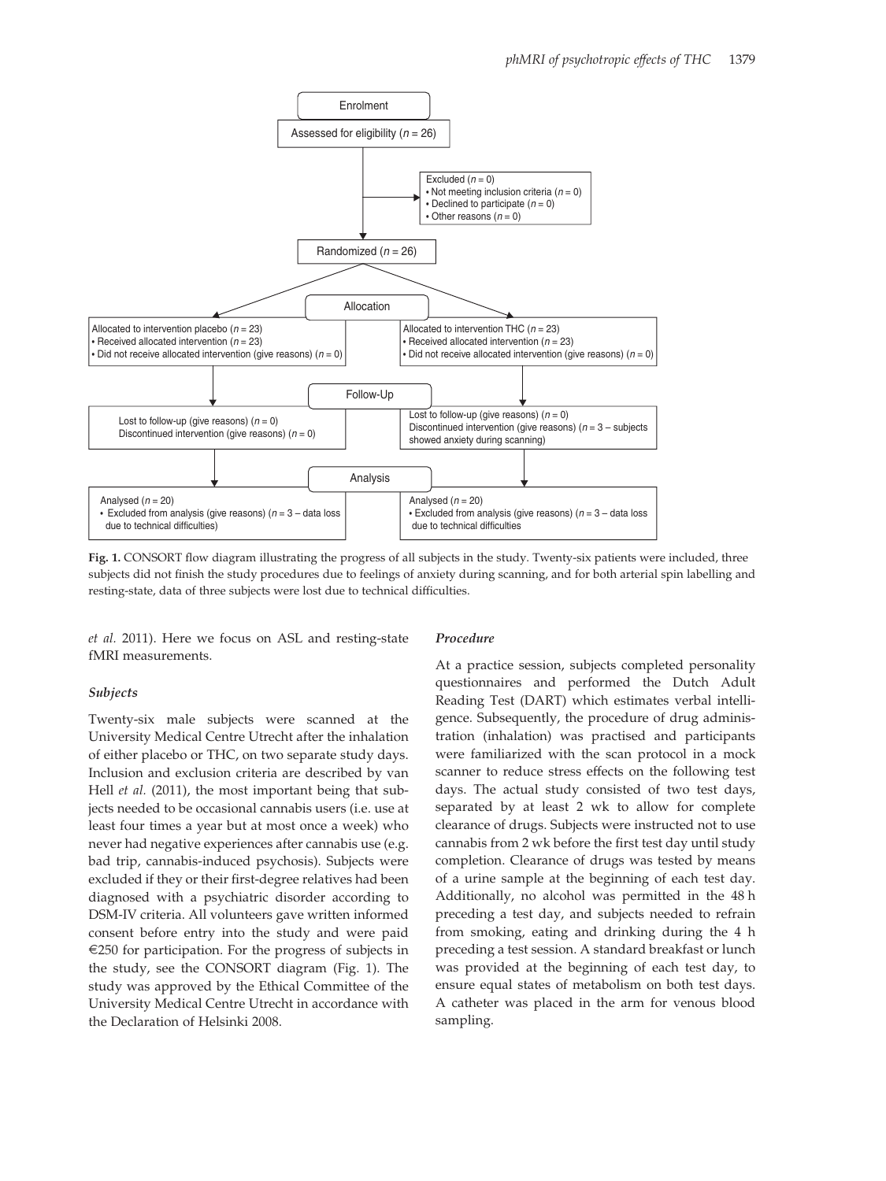Enrolment

Assessed for eligibility ($n = 26$)

Excluded ($n = 0$)
- Not meeting inclusion criteria ($n = 0$)
- Declined to participate ($n = 0$)
- Other reasons ($n = 0$)

Randomized ($n = 26$)

Allocation

Allocated to intervention placebo ($n = 23$)
- Received allocated intervention ($n = 23$)
- Did not receive allocated intervention (give reasons) ($n = 0$)

Allocated to intervention THC ($n = 23$)
- Received allocated intervention ($n = 23$)
- Did not receive allocated intervention (give reasons) ($n = 0$)

Follow-Up

Lost to follow-up (give reasons) ($n = 0$)
Discontinued intervention (give reasons) ($n = 0$)

Lost to follow-up (give reasons) ($n = 0$)
Discontinued intervention (give reasons) ($n = 3$ – subjects showed anxiety during scanning)

Analysis

Analysed ($n = 20$)
- Excluded from analysis (give reasons) ($n = 3$ – data loss due to technical difficulties)

Analysed ($n = 20$)
- Excluded from analysis (give reasons) ($n = 3$ – data loss due to technical difficulties

**Fig. 1.** CONSORT flow diagram illustrating the progress of all subjects in the study. Twenty-six patients were included, three subjects did not finish the study procedures due to feelings of anxiety during scanning, and for both arterial spin labelling and resting-state, data of three subjects were lost due to technical difficulties.

*et al.* 2011). Here we focus on ASL and resting-state fMRI measurements.

### *Subjects*

Twenty-six male subjects were scanned at the University Medical Centre Utrecht after the inhalation of either placebo or THC, on two separate study days. Inclusion and exclusion criteria are described by van Hell *et al.* (2011), the most important being that subjects needed to be occasional cannabis users (i.e. use at least four times a year but at most once a week) who never had negative experiences after cannabis use (e.g. bad trip, cannabis-induced psychosis). Subjects were excluded if they or their first-degree relatives had been diagnosed with a psychiatric disorder according to DSM-IV criteria. All volunteers gave written informed consent before entry into the study and were paid €250 for participation. For the progress of subjects in the study, see the CONSORT diagram (Fig. 1). The study was approved by the Ethical Committee of the University Medical Centre Utrecht in accordance with the Declaration of Helsinki 2008.

### *Procedure*

At a practice session, subjects completed personality questionnaires and performed the Dutch Adult Reading Test (DART) which estimates verbal intelligence. Subsequently, the procedure of drug administration (inhalation) was practised and participants were familiarized with the scan protocol in a mock scanner to reduce stress effects on the following test days. The actual study consisted of two test days, separated by at least 2 wk to allow for complete clearance of drugs. Subjects were instructed not to use cannabis from 2 wk before the first test day until study completion. Clearance of drugs was tested by means of a urine sample at the beginning of each test day. Additionally, no alcohol was permitted in the 48 h preceding a test day, and subjects needed to refrain from smoking, eating and drinking during the 4 h preceding a test session. A standard breakfast or lunch was provided at the beginning of each test day, to ensure equal states of metabolism on both test days. A catheter was placed in the arm for venous blood sampling.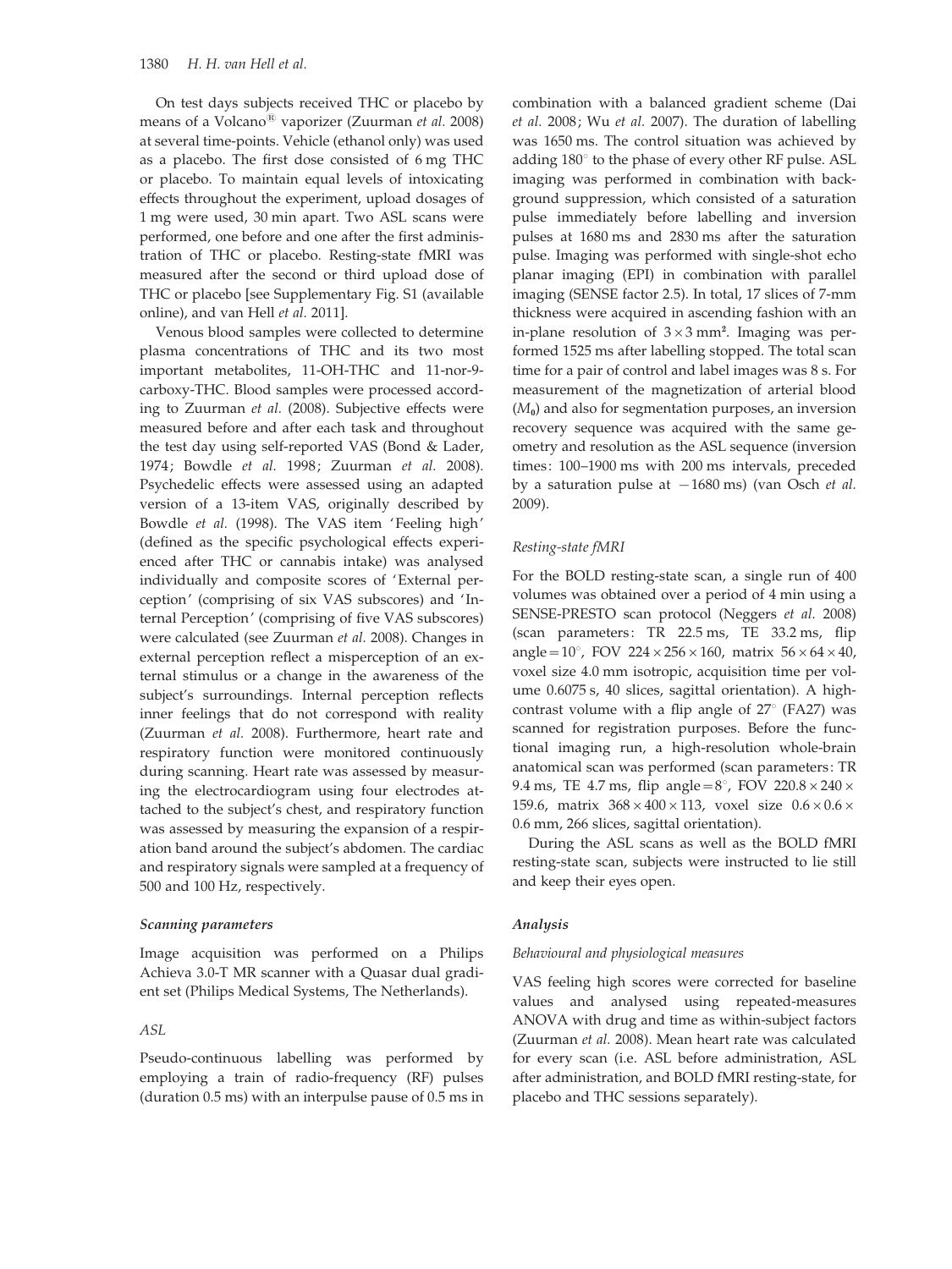On test days subjects received THC or placebo by means of a Volcano® vaporizer (Zuurman *et al.* 2008) at several time-points. Vehicle (ethanol only) was used as a placebo. The first dose consisted of 6 mg THC or placebo. To maintain equal levels of intoxicating effects throughout the experiment, upload dosages of 1 mg were used, 30 min apart. Two ASL scans were performed, one before and one after the first administration of THC or placebo. Resting-state fMRI was measured after the second or third upload dose of THC or placebo [see Supplementary Fig. S1 (available online), and van Hell *et al.* 2011].

Venous blood samples were collected to determine plasma concentrations of THC and its two most important metabolites, 11-OH-THC and 11-nor-9-carboxy-THC. Blood samples were processed according to Zuurman *et al.* (2008). Subjective effects were measured before and after each task and throughout the test day using self-reported VAS (Bond & Lader, 1974; Bowdle *et al.* 1998; Zuurman *et al.* 2008). Psychedelic effects were assessed using an adapted version of a 13-item VAS, originally described by Bowdle *et al.* (1998). The VAS item 'Feeling high' (defined as the specific psychological effects experienced after THC or cannabis intake) was analysed individually and composite scores of 'External perception' (comprising of six VAS subscores) and 'Internal Perception' (comprising of five VAS subscores) were calculated (see Zuurman *et al.* 2008). Changes in external perception reflect a misperception of an external stimulus or a change in the awareness of the subject's surroundings. Internal perception reflects inner feelings that do not correspond with reality (Zuurman *et al.* 2008). Furthermore, heart rate and respiratory function were monitored continuously during scanning. Heart rate was assessed by measuring the electrocardiogram using four electrodes attached to the subject's chest, and respiratory function was assessed by measuring the expansion of a respiration band around the subject's abdomen. The cardiac and respiratory signals were sampled at a frequency of 500 and 100 Hz, respectively.

### Scanning parameters

Image acquisition was performed on a Philips Achieva 3.0-T MR scanner with a Quasar dual gradient set (Philips Medical Systems, The Netherlands).

#### *ASL*

Pseudo-continuous labelling was performed by employing a train of radio-frequency (RF) pulses (duration 0.5 ms) with an interpulse pause of 0.5 ms in combination with a balanced gradient scheme (Dai *et al.* 2008; Wu *et al.* 2007). The duration of labelling was 1650 ms. The control situation was achieved by adding 180° to the phase of every other RF pulse. ASL imaging was performed in combination with background suppression, which consisted of a saturation pulse immediately before labelling and inversion pulses at 1680 ms and 2830 ms after the saturation pulse. Imaging was performed with single-shot echo planar imaging (EPI) in combination with parallel imaging (SENSE factor 2.5). In total, 17 slices of 7-mm thickness were acquired in ascending fashion with an in-plane resolution of $3 \times 3$ mm². Imaging was performed 1525 ms after labelling stopped. The total scan time for a pair of control and label images was 8 s. For measurement of the magnetization of arterial blood ($M_0$) and also for segmentation purposes, an inversion recovery sequence was acquired with the same geometry and resolution as the ASL sequence (inversion times: 100–1900 ms with 200 ms intervals, preceded by a saturation pulse at −1680 ms) (van Osch *et al.* 2009).

#### *Resting-state fMRI*

For the BOLD resting-state scan, a single run of 400 volumes was obtained over a period of 4 min using a SENSE-PRESTO scan protocol (Neggers *et al.* 2008) (scan parameters: TR 22.5 ms, TE 33.2 ms, flip angle = 10°, FOV $224 \times 256 \times 160$, matrix $56 \times 64 \times 40$, voxel size 4.0 mm isotropic, acquisition time per volume 0.6075 s, 40 slices, sagittal orientation). A high-contrast volume with a flip angle of 27° (FA27) was scanned for registration purposes. Before the functional imaging run, a high-resolution whole-brain anatomical scan was performed (scan parameters: TR 9.4 ms, TE 4.7 ms, flip angle = 8°, FOV $220.8 \times 240 \times 159.6$, matrix $368 \times 400 \times 113$, voxel size $0.6 \times 0.6 \times 0.6$ mm, 266 slices, sagittal orientation).

During the ASL scans as well as the BOLD fMRI resting-state scan, subjects were instructed to lie still and keep their eyes open.

### Analysis

#### *Behavioural and physiological measures*

VAS feeling high scores were corrected for baseline values and analysed using repeated-measures ANOVA with drug and time as within-subject factors (Zuurman *et al.* 2008). Mean heart rate was calculated for every scan (i.e. ASL before administration, ASL after administration, and BOLD fMRI resting-state, for placebo and THC sessions separately).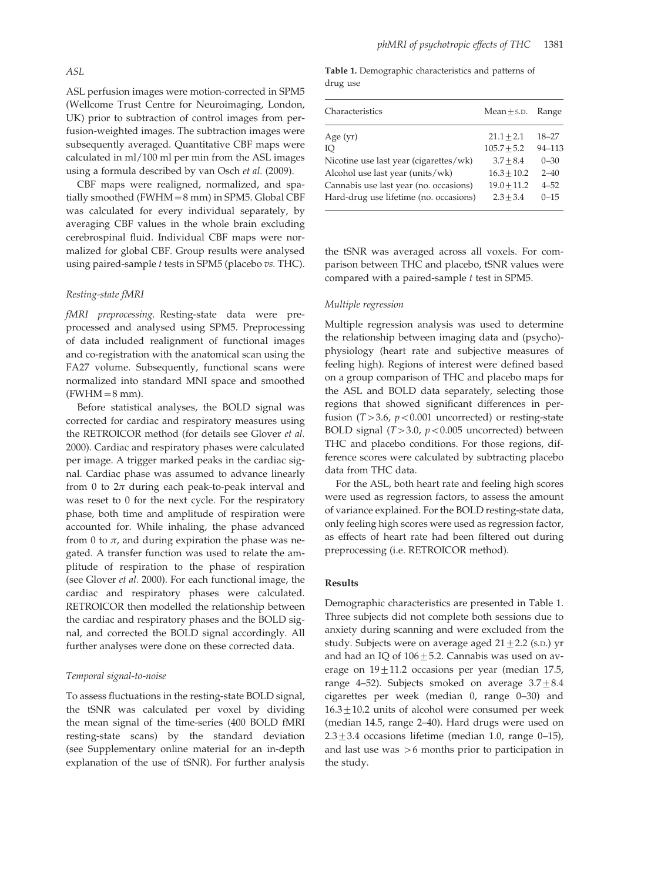### ASL

ASL perfusion images were motion-corrected in SPM5 (Wellcome Trust Centre for Neuroimaging, London, UK) prior to subtraction of control images from perfusion-weighted images. The subtraction images were subsequently averaged. Quantitative CBF maps were calculated in ml/100 ml per min from the ASL images using a formula described by van Osch *et al.* (2009).

CBF maps were realigned, normalized, and spatially smoothed (FWHM = 8 mm) in SPM5. Global CBF was calculated for every individual separately, by averaging CBF values in the whole brain excluding cerebrospinal fluid. Individual CBF maps were normalized for global CBF. Group results were analysed using paired-sample *t* tests in SPM5 (placebo *vs.* THC).

### Resting-state fMRI

*fMRI preprocessing.* Resting-state data were preprocessed and analysed using SPM5. Preprocessing of data included realignment of functional images and co-registration with the anatomical scan using the FA27 volume. Subsequently, functional scans were normalized into standard MNI space and smoothed (FWHM = 8 mm).

Before statistical analyses, the BOLD signal was corrected for cardiac and respiratory measures using the RETROICOR method (for details see Glover *et al.* 2000). Cardiac and respiratory phases were calculated per image. A trigger marked peaks in the cardiac signal. Cardiac phase was assumed to advance linearly from 0 to $2\pi$ during each peak-to-peak interval and was reset to 0 for the next cycle. For the respiratory phase, both time and amplitude of respiration were accounted for. While inhaling, the phase advanced from 0 to $\pi$, and during expiration the phase was negated. A transfer function was used to relate the amplitude of respiration to the phase of respiration (see Glover *et al.* 2000). For each functional image, the cardiac and respiratory phases were calculated. RETROICOR then modelled the relationship between the cardiac and respiratory phases and the BOLD signal, and corrected the BOLD signal accordingly. All further analyses were done on these corrected data.

### Temporal signal-to-noise

To assess fluctuations in the resting-state BOLD signal, the tSNR was calculated per voxel by dividing the mean signal of the time-series (400 BOLD fMRI resting-state scans) by the standard deviation (see Supplementary online material for an in-depth explanation of the use of tSNR). For further analysis the tSNR was averaged across all voxels. For comparison between THC and placebo, tSNR values were compared with a paired-sample *t* test in SPM5.

### Multiple regression

Multiple regression analysis was used to determine the relationship between imaging data and (psycho)-physiology (heart rate and subjective measures of feeling high). Regions of interest were defined based on a group comparison of THC and placebo maps for the ASL and BOLD data separately, selecting those regions that showed significant differences in perfusion ($T > 3.6$, $p < 0.001$ uncorrected) or resting-state BOLD signal ($T > 3.0$, $p < 0.005$ uncorrected) between THC and placebo conditions. For those regions, difference scores were calculated by subtracting placebo data from THC data.

For the ASL, both heart rate and feeling high scores were used as regression factors, to assess the amount of variance explained. For the BOLD resting-state data, only feeling high scores were used as regression factor, as effects of heart rate had been filtered out during preprocessing (i.e. RETROICOR method).

**Table 1.** Demographic characteristics and patterns of drug use

| Characteristics | Mean ± S.D. | Range |
|---|---|---|
| Age (yr) | 21.1 ± 2.1 | 18–27 |
| IQ | 105.7 ± 5.2 | 94–113 |
| Nicotine use last year (cigarettes/wk) | 3.7 ± 8.4 | 0–30 |
| Alcohol use last year (units/wk) | 16.3 ± 10.2 | 2–40 |
| Cannabis use last year (no. occasions) | 19.0 ± 11.2 | 4–52 |
| Hard-drug use lifetime (no. occasions) | 2.3 ± 3.4 | 0–15 |

## Results

Demographic characteristics are presented in Table 1. Three subjects did not complete both sessions due to anxiety during scanning and were excluded from the study. Subjects were on average aged 21 ± 2.2 (S.D.) yr and had an IQ of 106 ± 5.2. Cannabis was used on average on 19 ± 11.2 occasions per year (median 17.5, range 4–52). Subjects smoked on average 3.7 ± 8.4 cigarettes per week (median 0, range 0–30) and 16.3 ± 10.2 units of alcohol were consumed per week (median 14.5, range 2–40). Hard drugs were used on 2.3 ± 3.4 occasions lifetime (median 1.0, range 0–15), and last use was > 6 months prior to participation in the study.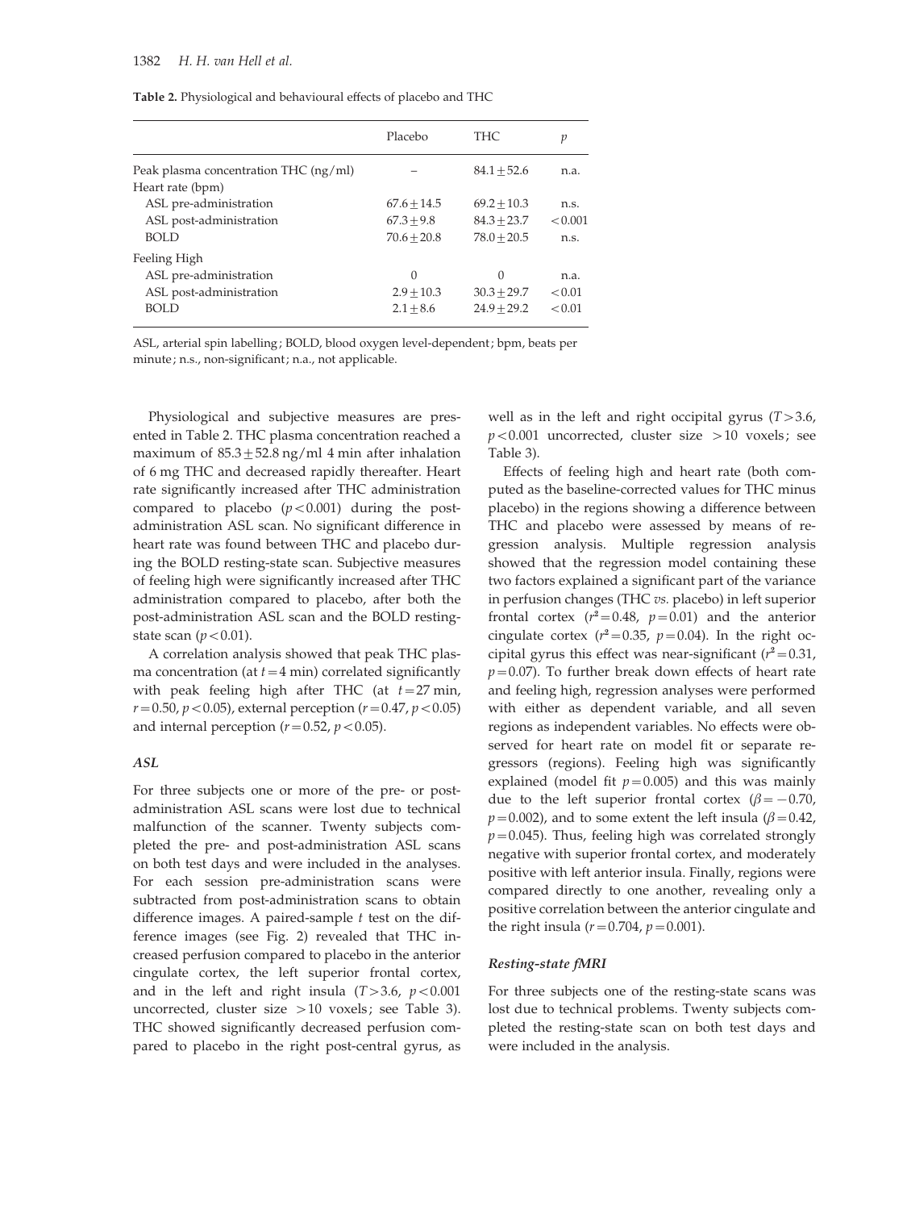**Table 2.** Physiological and behavioural effects of placebo and THC

| | Placebo | THC | $p$ |
|---|---|---|---|
| Peak plasma concentration THC (ng/ml) | – | $84.1 \pm 52.6$ | n.a. |
| Heart rate (bpm) | | | |
| ASL pre-administration | $67.6 \pm 14.5$ | $69.2 \pm 10.3$ | n.s. |
| ASL post-administration | $67.3 \pm 9.8$ | $84.3 \pm 23.7$ | $<0.001$ |
| BOLD | $70.6 \pm 20.8$ | $78.0 \pm 20.5$ | n.s. |
| Feeling High | | | |
| ASL pre-administration | 0 | 0 | n.a. |
| ASL post-administration | $2.9 \pm 10.3$ | $30.3 \pm 29.7$ | $<0.01$ |
| BOLD | $2.1 \pm 8.6$ | $24.9 \pm 29.2$ | $<0.01$ |

ASL, arterial spin labelling; BOLD, blood oxygen level-dependent; bpm, beats per minute; n.s., non-significant; n.a., not applicable.

Physiological and subjective measures are presented in Table 2. THC plasma concentration reached a maximum of $85.3 \pm 52.8$ ng/ml 4 min after inhalation of 6 mg THC and decreased rapidly thereafter. Heart rate significantly increased after THC administration compared to placebo ($p<0.001$) during the post-administration ASL scan. No significant difference in heart rate was found between THC and placebo during the BOLD resting-state scan. Subjective measures of feeling high were significantly increased after THC administration compared to placebo, after both the post-administration ASL scan and the BOLD resting-state scan ($p<0.01$).

A correlation analysis showed that peak THC plasma concentration (at $t=4$ min) correlated significantly with peak feeling high after THC (at $t=27$ min, $r=0.50$, $p<0.05$), external perception ($r=0.47$, $p<0.05$) and internal perception ($r=0.52$, $p<0.05$).

### *ASL*

For three subjects one or more of the pre- or post-administration ASL scans were lost due to technical malfunction of the scanner. Twenty subjects completed the pre- and post-administration ASL scans on both test days and were included in the analyses. For each session pre-administration scans were subtracted from post-administration scans to obtain difference images. A paired-sample $t$ test on the difference images (see Fig. 2) revealed that THC increased perfusion compared to placebo in the anterior cingulate cortex, the left superior frontal cortex, and in the left and right insula ($T>3.6$, $p<0.001$ uncorrected, cluster size $>10$ voxels; see Table 3). THC showed significantly decreased perfusion compared to placebo in the right post-central gyrus, as well as in the left and right occipital gyrus ($T>3.6$, $p<0.001$ uncorrected, cluster size $>10$ voxels; see Table 3).

Effects of feeling high and heart rate (both computed as the baseline-corrected values for THC minus placebo) in the regions showing a difference between THC and placebo were assessed by means of regression analysis. Multiple regression analysis showed that the regression model containing these two factors explained a significant part of the variance in perfusion changes (THC *vs.* placebo) in left superior frontal cortex ($r^2=0.48$, $p=0.01$) and the anterior cingulate cortex ($r^2=0.35$, $p=0.04$). In the right occipital gyrus this effect was near-significant ($r^2=0.31$, $p=0.07$). To further break down effects of heart rate and feeling high, regression analyses were performed with either as dependent variable, and all seven regions as independent variables. No effects were observed for heart rate on model fit or separate regressors (regions). Feeling high was significantly explained (model fit $p=0.005$) and this was mainly due to the left superior frontal cortex ($\beta=-0.70$, $p=0.002$), and to some extent the left insula ($\beta=0.42$, $p=0.045$). Thus, feeling high was correlated strongly negative with superior frontal cortex, and moderately positive with left anterior insula. Finally, regions were compared directly to one another, revealing only a positive correlation between the anterior cingulate and the right insula ($r=0.704$, $p=0.001$).

### *Resting-state fMRI*

For three subjects one of the resting-state scans was lost due to technical problems. Twenty subjects completed the resting-state scan on both test days and were included in the analysis.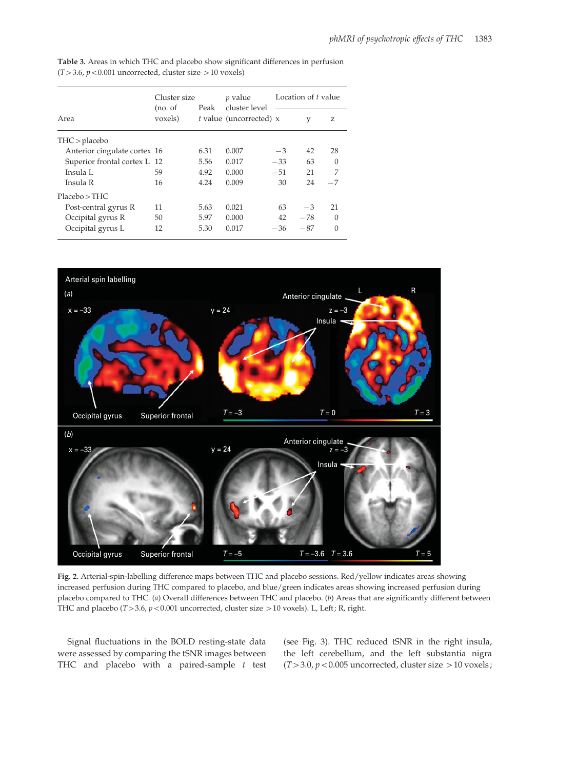**Table 3.** Areas in which THC and placebo show significant differences in perfusion ($T > 3.6$, $p < 0.001$ uncorrected, cluster size $> 10$ voxels)

| Area | Cluster size (no. of voxels) | Peak *t* value | *p* value cluster level (uncorrected) | Location of *t* value x | y | z |
|---|---|---|---|---|---|---|
| THC > placebo | | | | | | |
| Anterior cingulate cortex | 16 | 6.31 | 0.007 | −3 | 42 | 28 |
| Superior frontal cortex L | 12 | 5.56 | 0.017 | −33 | 63 | 0 |
| Insula L | 59 | 4.92 | 0.000 | −51 | 21 | 7 |
| Insula R | 16 | 4.24 | 0.009 | 30 | 24 | −7 |
| Placebo > THC | | | | | | |
| Post-central gyrus R | 11 | 5.63 | 0.021 | 63 | −3 | 21 |
| Occipital gyrus R | 50 | 5.97 | 0.000 | 42 | −78 | 0 |
| Occipital gyrus L | 12 | 5.30 | 0.017 | −36 | −87 | 0 |

**Fig. 2.** Arterial-spin-labelling difference maps between THC and placebo sessions. Red/yellow indicates areas showing increased perfusion during THC compared to placebo, and blue/green indicates areas showing increased perfusion during placebo compared to THC. (*a*) Overall differences between THC and placebo. (*b*) Areas that are significantly different between THC and placebo ($T > 3.6$, $p < 0.001$ uncorrected, cluster size $> 10$ voxels). L, Left; R, right.

Signal fluctuations in the BOLD resting-state data were assessed by comparing the tSNR images between THC and placebo with a paired-sample *t* test (see Fig. 3). THC reduced tSNR in the right insula, the left cerebellum, and the left substantia nigra ($T > 3.0$, $p < 0.005$ uncorrected, cluster size $> 10$ voxels;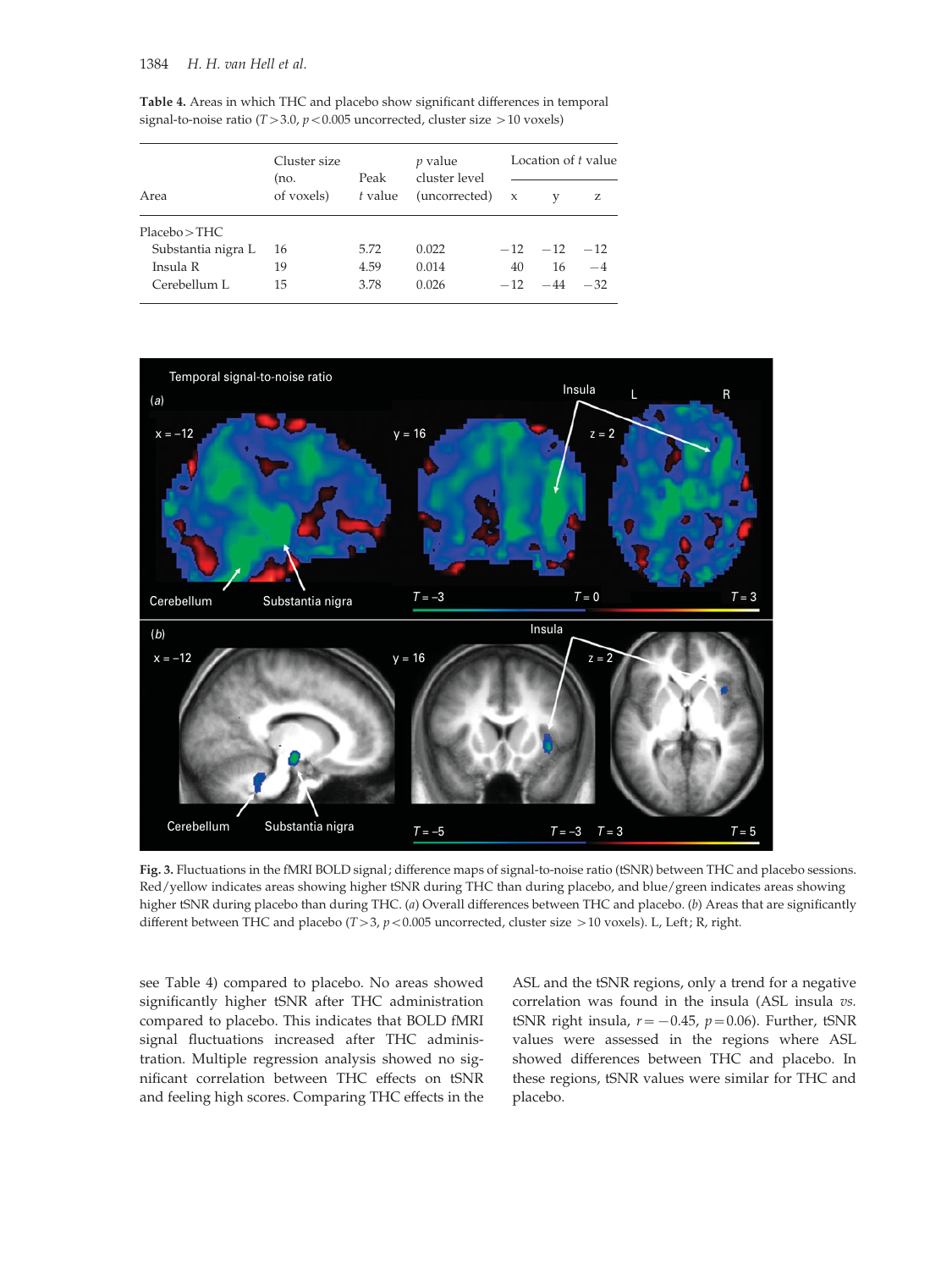**Table 4.** Areas in which THC and placebo show significant differences in temporal signal-to-noise ratio ($T>3.0$, $p<0.005$ uncorrected, cluster size $>10$ voxels)

| Area | Cluster size (no. of voxels) | Peak $t$ value | $p$ value cluster level (uncorrected) | Location of $t$ value | | |
|---|---|---|---|---|---|---|
| | | | | x | y | z |
| Placebo > THC | | | | | | |
| Substantia nigra L | 16 | 5.72 | 0.022 | −12 | −12 | −12 |
| Insula R | 19 | 4.59 | 0.014 | 40 | 16 | −4 |
| Cerebellum L | 15 | 3.78 | 0.026 | −12 | −44 | −32 |

**Fig. 3.** Fluctuations in the fMRI BOLD signal; difference maps of signal-to-noise ratio (tSNR) between THC and placebo sessions. Red/yellow indicates areas showing higher tSNR during THC than during placebo, and blue/green indicates areas showing higher tSNR during placebo than during THC. (*a*) Overall differences between THC and placebo. (*b*) Areas that are significantly different between THC and placebo ($T>3$, $p<0.005$ uncorrected, cluster size $>10$ voxels). L, Left; R, right.

see Table 4) compared to placebo. No areas showed significantly higher tSNR after THC administration compared to placebo. This indicates that BOLD fMRI signal fluctuations increased after THC administration. Multiple regression analysis showed no significant correlation between THC effects on tSNR and feeling high scores. Comparing THC effects in the ASL and the tSNR regions, only a trend for a negative correlation was found in the insula (ASL insula *vs.* tSNR right insula, $r=-0.45$, $p=0.06$). Further, tSNR values were assessed in the regions where ASL showed differences between THC and placebo. In these regions, tSNR values were similar for THC and placebo.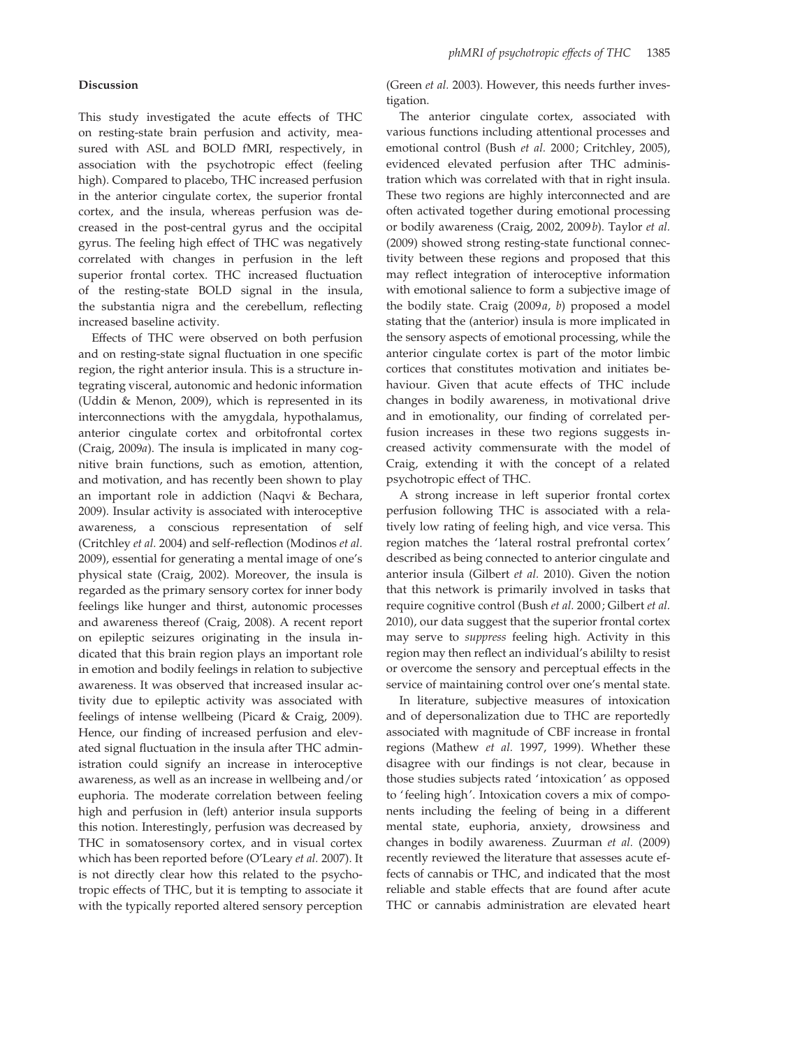## Discussion

This study investigated the acute effects of THC on resting-state brain perfusion and activity, measured with ASL and BOLD fMRI, respectively, in association with the psychotropic effect (feeling high). Compared to placebo, THC increased perfusion in the anterior cingulate cortex, the superior frontal cortex, and the insula, whereas perfusion was decreased in the post-central gyrus and the occipital gyrus. The feeling high effect of THC was negatively correlated with changes in perfusion in the left superior frontal cortex. THC increased fluctuation of the resting-state BOLD signal in the insula, the substantia nigra and the cerebellum, reflecting increased baseline activity.

Effects of THC were observed on both perfusion and on resting-state signal fluctuation in one specific region, the right anterior insula. This is a structure integrating visceral, autonomic and hedonic information (Uddin & Menon, 2009), which is represented in its interconnections with the amygdala, hypothalamus, anterior cingulate cortex and orbitofrontal cortex (Craig, 2009*a*). The insula is implicated in many cognitive brain functions, such as emotion, attention, and motivation, and has recently been shown to play an important role in addiction (Naqvi & Bechara, 2009). Insular activity is associated with interoceptive awareness, a conscious representation of self (Critchley *et al.* 2004) and self-reflection (Modinos *et al.* 2009), essential for generating a mental image of one's physical state (Craig, 2002). Moreover, the insula is regarded as the primary sensory cortex for inner body feelings like hunger and thirst, autonomic processes and awareness thereof (Craig, 2008). A recent report on epileptic seizures originating in the insula indicated that this brain region plays an important role in emotion and bodily feelings in relation to subjective awareness. It was observed that increased insular activity due to epileptic activity was associated with feelings of intense wellbeing (Picard & Craig, 2009). Hence, our finding of increased perfusion and elevated signal fluctuation in the insula after THC administration could signify an increase in interoceptive awareness, as well as an increase in wellbeing and/or euphoria. The moderate correlation between feeling high and perfusion in (left) anterior insula supports this notion. Interestingly, perfusion was decreased by THC in somatosensory cortex, and in visual cortex which has been reported before (O'Leary *et al.* 2007). It is not directly clear how this related to the psychotropic effects of THC, but it is tempting to associate it with the typically reported altered sensory perception (Green *et al.* 2003). However, this needs further investigation.

The anterior cingulate cortex, associated with various functions including attentional processes and emotional control (Bush *et al.* 2000; Critchley, 2005), evidenced elevated perfusion after THC administration which was correlated with that in right insula. These two regions are highly interconnected and are often activated together during emotional processing or bodily awareness (Craig, 2002, 2009*b*). Taylor *et al.* (2009) showed strong resting-state functional connectivity between these regions and proposed that this may reflect integration of interoceptive information with emotional salience to form a subjective image of the bodily state. Craig (2009*a*, *b*) proposed a model stating that the (anterior) insula is more implicated in the sensory aspects of emotional processing, while the anterior cingulate cortex is part of the motor limbic cortices that constitutes motivation and initiates behaviour. Given that acute effects of THC include changes in bodily awareness, in motivational drive and in emotionality, our finding of correlated perfusion increases in these two regions suggests increased activity commensurate with the model of Craig, extending it with the concept of a related psychotropic effect of THC.

A strong increase in left superior frontal cortex perfusion following THC is associated with a relatively low rating of feeling high, and vice versa. This region matches the 'lateral rostral prefrontal cortex' described as being connected to anterior cingulate and anterior insula (Gilbert *et al.* 2010). Given the notion that this network is primarily involved in tasks that require cognitive control (Bush *et al.* 2000; Gilbert *et al.* 2010), our data suggest that the superior frontal cortex may serve to *suppress* feeling high. Activity in this region may then reflect an individual's abililty to resist or overcome the sensory and perceptual effects in the service of maintaining control over one's mental state.

In literature, subjective measures of intoxication and of depersonalization due to THC are reportedly associated with magnitude of CBF increase in frontal regions (Mathew *et al.* 1997, 1999). Whether these disagree with our findings is not clear, because in those studies subjects rated 'intoxication' as opposed to 'feeling high'. Intoxication covers a mix of components including the feeling of being in a different mental state, euphoria, anxiety, drowsiness and changes in bodily awareness. Zuurman *et al.* (2009) recently reviewed the literature that assesses acute effects of cannabis or THC, and indicated that the most reliable and stable effects that are found after acute THC or cannabis administration are elevated heart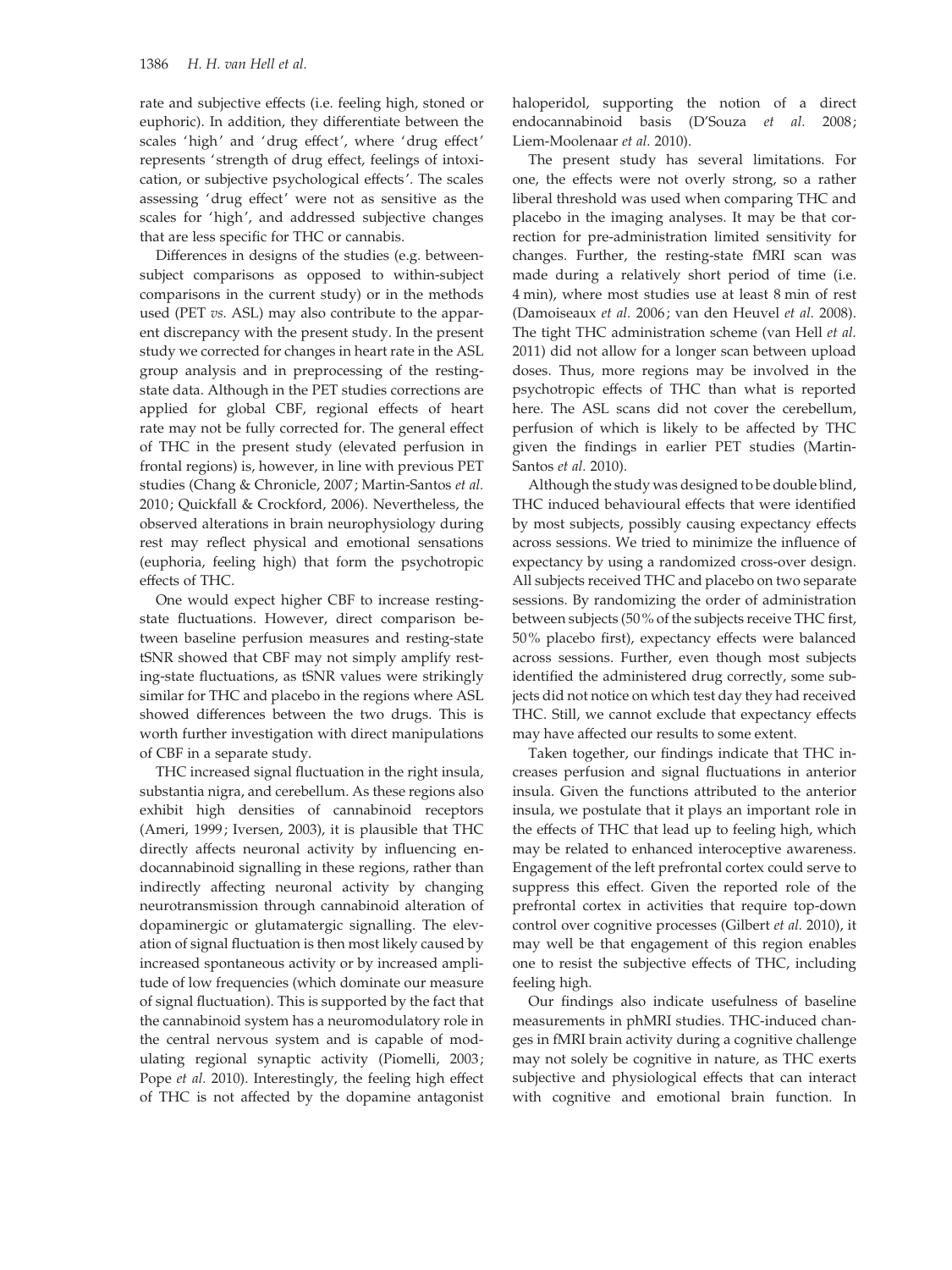rate and subjective effects (i.e. feeling high, stoned or euphoric). In addition, they differentiate between the scales 'high' and 'drug effect', where 'drug effect' represents 'strength of drug effect, feelings of intoxication, or subjective psychological effects'. The scales assessing 'drug effect' were not as sensitive as the scales for 'high', and addressed subjective changes that are less specific for THC or cannabis.

Differences in designs of the studies (e.g. between-subject comparisons as opposed to within-subject comparisons in the current study) or in the methods used (PET *vs.* ASL) may also contribute to the apparent discrepancy with the present study. In the present study we corrected for changes in heart rate in the ASL group analysis and in preprocessing of the resting-state data. Although in the PET studies corrections are applied for global CBF, regional effects of heart rate may not be fully corrected for. The general effect of THC in the present study (elevated perfusion in frontal regions) is, however, in line with previous PET studies (Chang & Chronicle, 2007; Martin-Santos *et al.* 2010; Quickfall & Crockford, 2006). Nevertheless, the observed alterations in brain neurophysiology during rest may reflect physical and emotional sensations (euphoria, feeling high) that form the psychotropic effects of THC.

One would expect higher CBF to increase resting-state fluctuations. However, direct comparison between baseline perfusion measures and resting-state tSNR showed that CBF may not simply amplify resting-state fluctuations, as tSNR values were strikingly similar for THC and placebo in the regions where ASL showed differences between the two drugs. This is worth further investigation with direct manipulations of CBF in a separate study.

THC increased signal fluctuation in the right insula, substantia nigra, and cerebellum. As these regions also exhibit high densities of cannabinoid receptors (Ameri, 1999; Iversen, 2003), it is plausible that THC directly affects neuronal activity by influencing endocannabinoid signalling in these regions, rather than indirectly affecting neuronal activity by changing neurotransmission through cannabinoid alteration of dopaminergic or glutamatergic signalling. The elevation of signal fluctuation is then most likely caused by increased spontaneous activity or by increased amplitude of low frequencies (which dominate our measure of signal fluctuation). This is supported by the fact that the cannabinoid system has a neuromodulatory role in the central nervous system and is capable of modulating regional synaptic activity (Piomelli, 2003; Pope *et al.* 2010). Interestingly, the feeling high effect of THC is not affected by the dopamine antagonist haloperidol, supporting the notion of a direct endocannabinoid basis (D'Souza *et al.* 2008; Liem-Moolenaar *et al.* 2010).

The present study has several limitations. For one, the effects were not overly strong, so a rather liberal threshold was used when comparing THC and placebo in the imaging analyses. It may be that correction for pre-administration limited sensitivity for changes. Further, the resting-state fMRI scan was made during a relatively short period of time (i.e. 4 min), where most studies use at least 8 min of rest (Damoiseaux *et al.* 2006; van den Heuvel *et al.* 2008). The tight THC administration scheme (van Hell *et al.* 2011) did not allow for a longer scan between upload doses. Thus, more regions may be involved in the psychotropic effects of THC than what is reported here. The ASL scans did not cover the cerebellum, perfusion of which is likely to be affected by THC given the findings in earlier PET studies (Martin-Santos *et al.* 2010).

Although the study was designed to be double blind, THC induced behavioural effects that were identified by most subjects, possibly causing expectancy effects across sessions. We tried to minimize the influence of expectancy by using a randomized cross-over design. All subjects received THC and placebo on two separate sessions. By randomizing the order of administration between subjects (50% of the subjects receive THC first, 50% placebo first), expectancy effects were balanced across sessions. Further, even though most subjects identified the administered drug correctly, some subjects did not notice on which test day they had received THC. Still, we cannot exclude that expectancy effects may have affected our results to some extent.

Taken together, our findings indicate that THC increases perfusion and signal fluctuations in anterior insula. Given the functions attributed to the anterior insula, we postulate that it plays an important role in the effects of THC that lead up to feeling high, which may be related to enhanced interoceptive awareness. Engagement of the left prefrontal cortex could serve to suppress this effect. Given the reported role of the prefrontal cortex in activities that require top-down control over cognitive processes (Gilbert *et al.* 2010), it may well be that engagement of this region enables one to resist the subjective effects of THC, including feeling high.

Our findings also indicate usefulness of baseline measurements in phMRI studies. THC-induced changes in fMRI brain activity during a cognitive challenge may not solely be cognitive in nature, as THC exerts subjective and physiological effects that can interact with cognitive and emotional brain function. In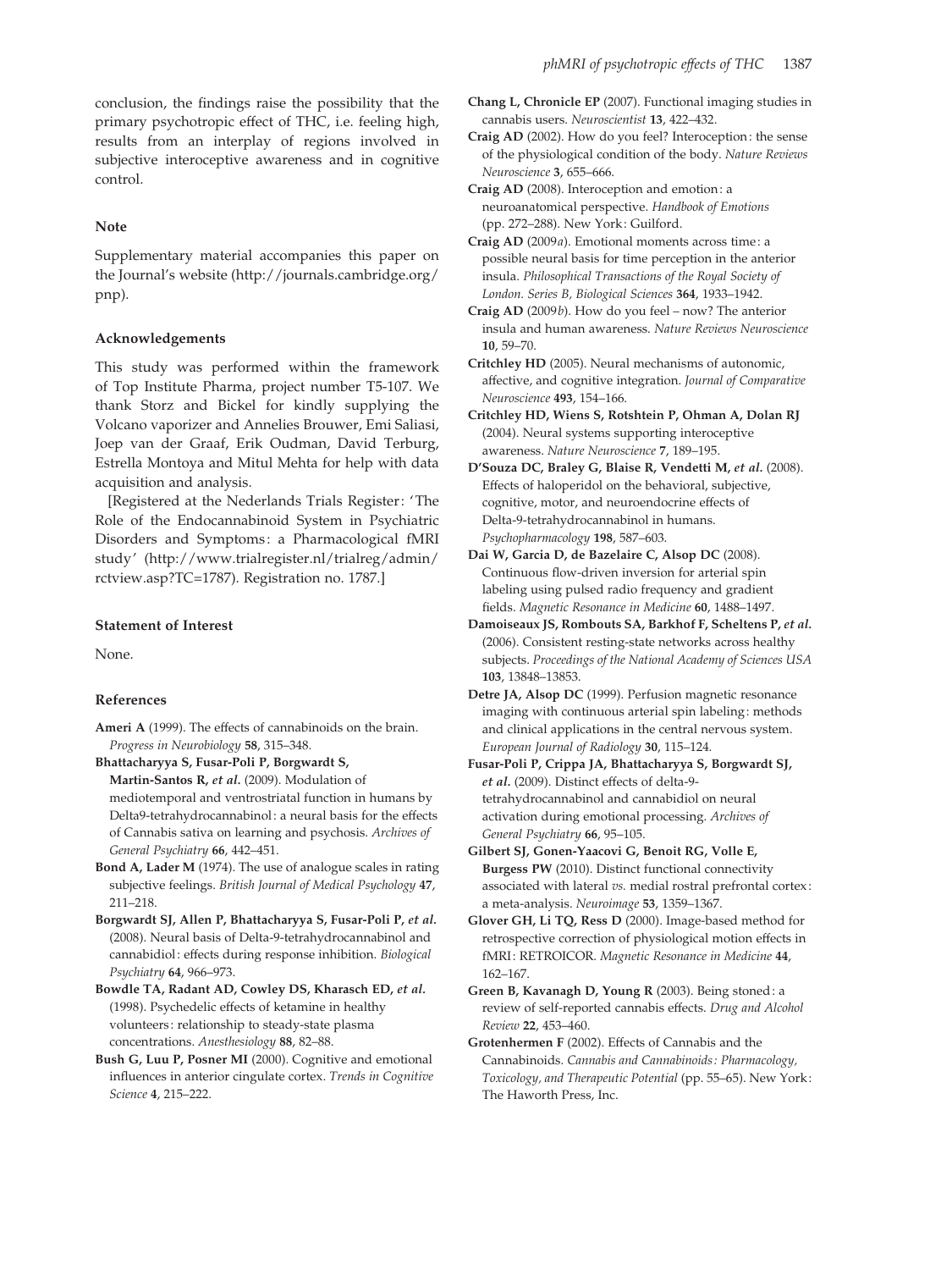conclusion, the findings raise the possibility that the primary psychotropic effect of THC, i.e. feeling high, results from an interplay of regions involved in subjective interoceptive awareness and in cognitive control.

### Note

Supplementary material accompanies this paper on the Journal's website (http://journals.cambridge.org/pnp).

### Acknowledgements

This study was performed within the framework of Top Institute Pharma, project number T5-107. We thank Storz and Bickel for kindly supplying the Volcano vaporizer and Annelies Brouwer, Emi Saliasi, Joep van der Graaf, Erik Oudman, David Terburg, Estrella Montoya and Mitul Mehta for help with data acquisition and analysis.

[Registered at the Nederlands Trials Register: 'The Role of the Endocannabinoid System in Psychiatric Disorders and Symptoms: a Pharmacological fMRI study' (http://www.trialregister.nl/trialreg/admin/rctview.asp?TC=1787). Registration no. 1787.]

### Statement of Interest

None.

### References

**Ameri A** (1999). The effects of cannabinoids on the brain. *Progress in Neurobiology* **58**, 315–348.

**Bhattacharyya S, Fusar-Poli P, Borgwardt S, Martin-Santos R, *et al.*** (2009). Modulation of mediotemporal and ventrostriatal function in humans by Delta9-tetrahydrocannabinol: a neural basis for the effects of Cannabis sativa on learning and psychosis. *Archives of General Psychiatry* **66**, 442–451.

**Bond A, Lader M** (1974). The use of analogue scales in rating subjective feelings. *British Journal of Medical Psychology* **47**, 211–218.

**Borgwardt SJ, Allen P, Bhattacharyya S, Fusar-Poli P, *et al.*** (2008). Neural basis of Delta-9-tetrahydrocannabinol and cannabidiol: effects during response inhibition. *Biological Psychiatry* **64**, 966–973.

**Bowdle TA, Radant AD, Cowley DS, Kharasch ED, *et al.*** (1998). Psychedelic effects of ketamine in healthy volunteers: relationship to steady-state plasma concentrations. *Anesthesiology* **88**, 82–88.

**Bush G, Luu P, Posner MI** (2000). Cognitive and emotional influences in anterior cingulate cortex. *Trends in Cognitive Science* **4**, 215–222.

**Chang L, Chronicle EP** (2007). Functional imaging studies in cannabis users. *Neuroscientist* **13**, 422–432.

**Craig AD** (2002). How do you feel? Interoception: the sense of the physiological condition of the body. *Nature Reviews Neuroscience* **3**, 655–666.

**Craig AD** (2008). Interoception and emotion: a neuroanatomical perspective. *Handbook of Emotions* (pp. 272–288). New York: Guilford.

**Craig AD** (2009*a*). Emotional moments across time: a possible neural basis for time perception in the anterior insula. *Philosophical Transactions of the Royal Society of London. Series B, Biological Sciences* **364**, 1933–1942.

**Craig AD** (2009*b*). How do you feel – now? The anterior insula and human awareness. *Nature Reviews Neuroscience* **10**, 59–70.

**Critchley HD** (2005). Neural mechanisms of autonomic, affective, and cognitive integration. *Journal of Comparative Neuroscience* **493**, 154–166.

**Critchley HD, Wiens S, Rotshtein P, Ohman A, Dolan RJ** (2004). Neural systems supporting interoceptive awareness. *Nature Neuroscience* **7**, 189–195.

**D'Souza DC, Braley G, Blaise R, Vendetti M, *et al.*** (2008). Effects of haloperidol on the behavioral, subjective, cognitive, motor, and neuroendocrine effects of Delta-9-tetrahydrocannabinol in humans. *Psychopharmacology* **198**, 587–603.

**Dai W, Garcia D, de Bazelaire C, Alsop DC** (2008). Continuous flow-driven inversion for arterial spin labeling using pulsed radio frequency and gradient fields. *Magnetic Resonance in Medicine* **60**, 1488–1497.

**Damoiseaux JS, Rombouts SA, Barkhof F, Scheltens P, *et al.*** (2006). Consistent resting-state networks across healthy subjects. *Proceedings of the National Academy of Sciences USA* **103**, 13848–13853.

**Detre JA, Alsop DC** (1999). Perfusion magnetic resonance imaging with continuous arterial spin labeling: methods and clinical applications in the central nervous system. *European Journal of Radiology* **30**, 115–124.

**Fusar-Poli P, Crippa JA, Bhattacharyya S, Borgwardt SJ, *et al.*** (2009). Distinct effects of delta-9-tetrahydrocannabinol and cannabidiol on neural activation during emotional processing. *Archives of General Psychiatry* **66**, 95–105.

**Gilbert SJ, Gonen-Yaacovi G, Benoit RG, Volle E, Burgess PW** (2010). Distinct functional connectivity associated with lateral *vs.* medial rostral prefrontal cortex: a meta-analysis. *Neuroimage* **53**, 1359–1367.

**Glover GH, Li TQ, Ress D** (2000). Image-based method for retrospective correction of physiological motion effects in fMRI: RETROICOR. *Magnetic Resonance in Medicine* **44**, 162–167.

**Green B, Kavanagh D, Young R** (2003). Being stoned: a review of self-reported cannabis effects. *Drug and Alcohol Review* **22**, 453–460.

**Grotenhermen F** (2002). Effects of Cannabis and the Cannabinoids. *Cannabis and Cannabinoids: Pharmacology, Toxicology, and Therapeutic Potential* (pp. 55–65). New York: The Haworth Press, Inc.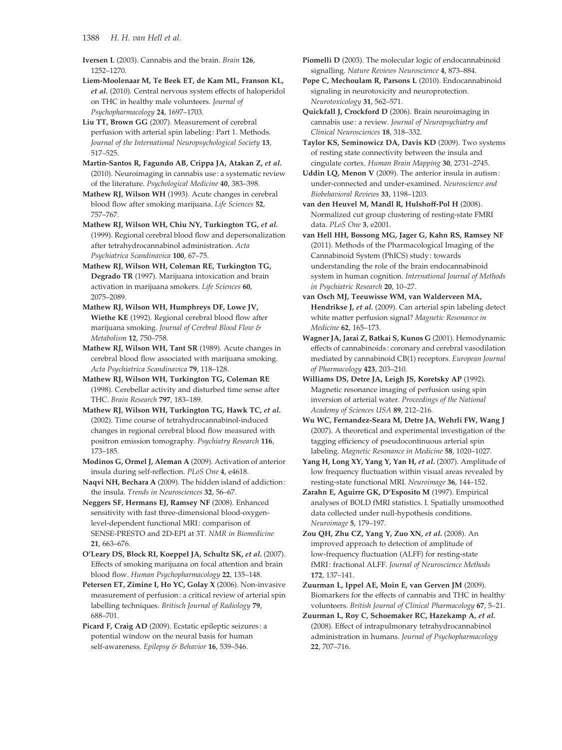**Iversen L** (2003). Cannabis and the brain. *Brain* **126**, 1252–1270.

**Liem-Moolenaar M, Te Beek ET, de Kam ML, Franson KL, *et al.*** (2010). Central nervous system effects of haloperidol on THC in healthy male volunteers. *Journal of Psychopharmacology* **24**, 1697–1703.

**Liu TT, Brown GG** (2007). Measurement of cerebral perfusion with arterial spin labeling: Part 1. Methods. *Journal of the International Neuropsychological Society* **13**, 517–525.

**Martin-Santos R, Fagundo AB, Crippa JA, Atakan Z, *et al.*** (2010). Neuroimaging in cannabis use: a systematic review of the literature. *Psychological Medicine* **40**, 383–398.

**Mathew RJ, Wilson WH** (1993). Acute changes in cerebral blood flow after smoking marijuana. *Life Sciences* **52**, 757–767.

**Mathew RJ, Wilson WH, Chiu NY, Turkington TG, *et al.*** (1999). Regional cerebral blood flow and depersonalization after tetrahydrocannabinol administration. *Acta Psychiatrica Scandinavica* **100**, 67–75.

**Mathew RJ, Wilson WH, Coleman RE, Turkington TG, Degrado TR** (1997). Marijuana intoxication and brain activation in marijuana smokers. *Life Sciences* **60**, 2075–2089.

**Mathew RJ, Wilson WH, Humphreys DF, Lowe JV, Wiethe KE** (1992). Regional cerebral blood flow after marijuana smoking. *Journal of Cerebral Blood Flow & Metabolism* **12**, 750–758.

**Mathew RJ, Wilson WH, Tant SR** (1989). Acute changes in cerebral blood flow associated with marijuana smoking. *Acta Psychiatrica Scandinavica* **79**, 118–128.

**Mathew RJ, Wilson WH, Turkington TG, Coleman RE** (1998). Cerebellar activity and disturbed time sense after THC. *Brain Research* **797**, 183–189.

**Mathew RJ, Wilson WH, Turkington TG, Hawk TC, *et al.*** (2002). Time course of tetrahydrocannabinol-induced changes in regional cerebral blood flow measured with positron emission tomography. *Psychiatry Research* **116**, 173–185.

**Modinos G, Ormel J, Aleman A** (2009). Activation of anterior insula during self-reflection. *PLoS One* **4**, e4618.

**Naqvi NH, Bechara A** (2009). The hidden island of addiction: the insula. *Trends in Neurosciences* **32**, 56–67.

**Neggers SF, Hermans EJ, Ramsey NF** (2008). Enhanced sensitivity with fast three-dimensional blood-oxygen-level-dependent functional MRI: comparison of SENSE-PRESTO and 2D-EPI at 3T. *NMR in Biomedicine* **21**, 663–676.

**O'Leary DS, Block RI, Koeppel JA, Schultz SK, *et al.*** (2007). Effects of smoking marijuana on focal attention and brain blood flow. *Human Psychopharmacology* **22**, 135–148.

**Petersen ET, Zimine I, Ho YC, Golay X** (2006). Non-invasive measurement of perfusion: a critical review of arterial spin labelling techniques. *Britisch Journal of Radiology* **79**, 688–701.

**Picard F, Craig AD** (2009). Ecstatic epileptic seizures: a potential window on the neural basis for human self-awareness. *Epilepsy & Behavior* **16**, 539–546.

**Piomelli D** (2003). The molecular logic of endocannabinoid signalling. *Nature Reviews Neuroscience* **4**, 873–884.

**Pope C, Mechoulam R, Parsons L** (2010). Endocannabinoid signaling in neurotoxicity and neuroprotection. *Neurotoxicology* **31**, 562–571.

**Quickfall J, Crockford D** (2006). Brain neuroimaging in cannabis use: a review. *Journal of Neuropsychiatry and Clinical Neurosciences* **18**, 318–332.

**Taylor KS, Seminowicz DA, Davis KD** (2009). Two systems of resting state connectivity between the insula and cingulate cortex. *Human Brain Mapping* **30**, 2731–2745.

**Uddin LQ, Menon V** (2009). The anterior insula in autism: under-connected and under-examined. *Neuroscience and Biobehavioral Reviews* **33**, 1198–1203.

**van den Heuvel M, Mandl R, Hulshoff-Pol H** (2008). Normalized cut group clustering of resting-state FMRI data. *PLoS One* **3**, e2001.

**van Hell HH, Bossong MG, Jager G, Kahn RS, Ramsey NF** (2011). Methods of the Pharmacological Imaging of the Cannabinoid System (PhICS) study: towards understanding the role of the brain endocannabinoid system in human cognition. *International Journal of Methods in Psychiatric Research* **20**, 10–27.

**van Osch MJ, Teeuwisse WM, van Walderveen MA, Hendrikse J, *et al.*** (2009). Can arterial spin labeling detect white matter perfusion signal? *Magnetic Resonance in Medicine* **62**, 165–173.

**Wagner JA, Jarai Z, Batkai S, Kunos G** (2001). Hemodynamic effects of cannabinoids: coronary and cerebral vasodilation mediated by cannabinoid CB(1) receptors. *European Journal of Pharmacology* **423**, 203–210.

**Williams DS, Detre JA, Leigh JS, Koretsky AP** (1992). Magnetic resonance imaging of perfusion using spin inversion of arterial water. *Proceedings of the National Academy of Sciences USA* **89**, 212–216.

**Wu WC, Fernandez-Seara M, Detre JA, Wehrli FW, Wang J** (2007). A theoretical and experimental investigation of the tagging efficiency of pseudocontinuous arterial spin labeling. *Magnetic Resonance in Medicine* **58**, 1020–1027.

**Yang H, Long XY, Yang Y, Yan H, *et al.*** (2007). Amplitude of low frequency fluctuation within visual areas revealed by resting-state functional MRI. *Neuroimage* **36**, 144–152.

**Zarahn E, Aguirre GK, D'Esposito M** (1997). Empirical analyses of BOLD fMRI statistics. I. Spatially unsmoothed data collected under null-hypothesis conditions. *Neuroimage* **5**, 179–197.

**Zou QH, Zhu CZ, Yang Y, Zuo XN, *et al.*** (2008). An improved approach to detection of amplitude of low-frequency fluctuation (ALFF) for resting-state fMRI: fractional ALFF. *Journal of Neuroscience Methods* **172**, 137–141.

**Zuurman L, Ippel AE, Moin E, van Gerven JM** (2009). Biomarkers for the effects of cannabis and THC in healthy volunteers. *British Journal of Clinical Pharmacology* **67**, 5–21.

**Zuurman L, Roy C, Schoemaker RC, Hazekamp A, *et al.*** (2008). Effect of intrapulmonary tetrahydrocannabinol administration in humans. *Journal of Psychopharmacology* **22**, 707–716.